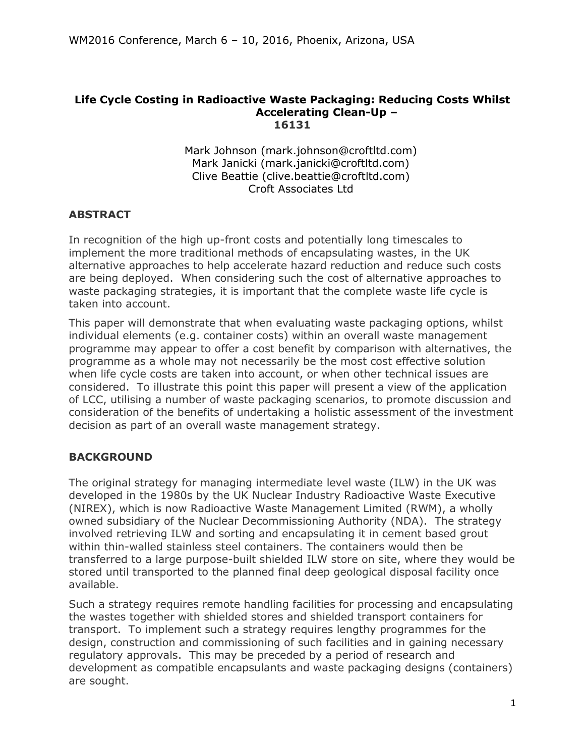# Life Cycle Costing in Radioactive Waste Packaging: Reducing Costs Whilst Accelerating Clean-Up – 16131

Mark Johnson (mark.johnson@croftltd.com)
Mark Janicki (mark.janicki@croftltd.com)
Clive Beattie (clive.beattie@croftltd.com)
Croft Associates Ltd

## ABSTRACT

In recognition of the high up-front costs and potentially long timescales to implement the more traditional methods of encapsulating wastes, in the UK alternative approaches to help accelerate hazard reduction and reduce such costs are being deployed. When considering such the cost of alternative approaches to waste packaging strategies, it is important that the complete waste life cycle is taken into account.

This paper will demonstrate that when evaluating waste packaging options, whilst individual elements (e.g. container costs) within an overall waste management programme may appear to offer a cost benefit by comparison with alternatives, the programme as a whole may not necessarily be the most cost effective solution when life cycle costs are taken into account, or when other technical issues are considered. To illustrate this point this paper will present a view of the application of LCC, utilising a number of waste packaging scenarios, to promote discussion and consideration of the benefits of undertaking a holistic assessment of the investment decision as part of an overall waste management strategy.

## BACKGROUND

The original strategy for managing intermediate level waste (ILW) in the UK was developed in the 1980s by the UK Nuclear Industry Radioactive Waste Executive (NIREX), which is now Radioactive Waste Management Limited (RWM), a wholly owned subsidiary of the Nuclear Decommissioning Authority (NDA). The strategy involved retrieving ILW and sorting and encapsulating it in cement based grout within thin-walled stainless steel containers. The containers would then be transferred to a large purpose-built shielded ILW store on site, where they would be stored until transported to the planned final deep geological disposal facility once available.

Such a strategy requires remote handling facilities for processing and encapsulating the wastes together with shielded stores and shielded transport containers for transport. To implement such a strategy requires lengthy programmes for the design, construction and commissioning of such facilities and in gaining necessary regulatory approvals. This may be preceded by a period of research and development as compatible encapsulants and waste packaging designs (containers) are sought.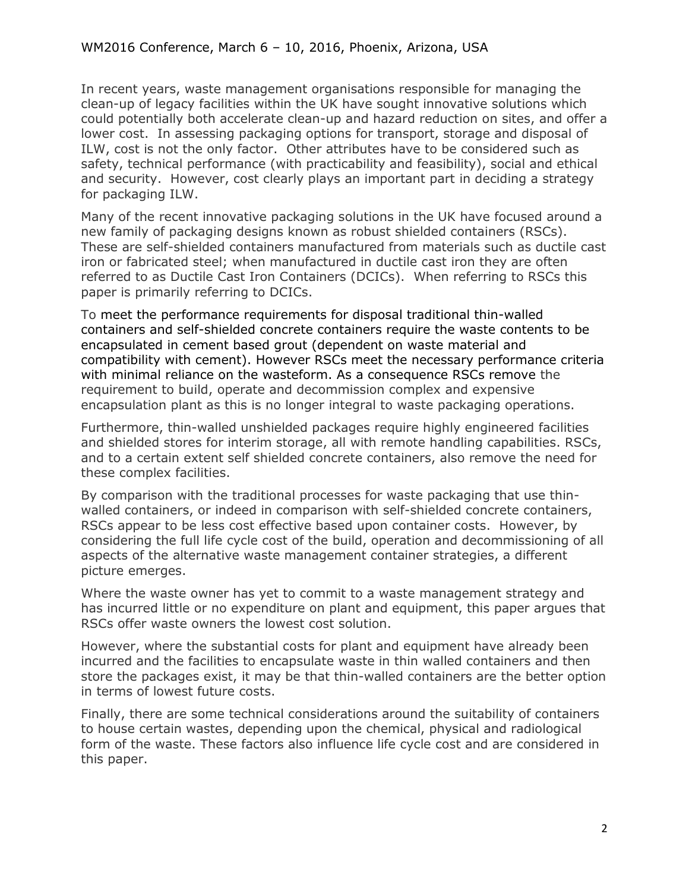In recent years, waste management organisations responsible for managing the clean-up of legacy facilities within the UK have sought innovative solutions which could potentially both accelerate clean-up and hazard reduction on sites, and offer a lower cost. In assessing packaging options for transport, storage and disposal of ILW, cost is not the only factor. Other attributes have to be considered such as safety, technical performance (with practicability and feasibility), social and ethical and security. However, cost clearly plays an important part in deciding a strategy for packaging ILW.

Many of the recent innovative packaging solutions in the UK have focused around a new family of packaging designs known as robust shielded containers (RSCs). These are self-shielded containers manufactured from materials such as ductile cast iron or fabricated steel; when manufactured in ductile cast iron they are often referred to as Ductile Cast Iron Containers (DCICs). When referring to RSCs this paper is primarily referring to DCICs.

To meet the performance requirements for disposal traditional thin-walled containers and self-shielded concrete containers require the waste contents to be encapsulated in cement based grout (dependent on waste material and compatibility with cement). However RSCs meet the necessary performance criteria with minimal reliance on the wasteform. As a consequence RSCs remove the requirement to build, operate and decommission complex and expensive encapsulation plant as this is no longer integral to waste packaging operations.

Furthermore, thin-walled unshielded packages require highly engineered facilities and shielded stores for interim storage, all with remote handling capabilities. RSCs, and to a certain extent self shielded concrete containers, also remove the need for these complex facilities.

By comparison with the traditional processes for waste packaging that use thin-walled containers, or indeed in comparison with self-shielded concrete containers, RSCs appear to be less cost effective based upon container costs. However, by considering the full life cycle cost of the build, operation and decommissioning of all aspects of the alternative waste management container strategies, a different picture emerges.

Where the waste owner has yet to commit to a waste management strategy and has incurred little or no expenditure on plant and equipment, this paper argues that RSCs offer waste owners the lowest cost solution.

However, where the substantial costs for plant and equipment have already been incurred and the facilities to encapsulate waste in thin walled containers and then store the packages exist, it may be that thin-walled containers are the better option in terms of lowest future costs.

Finally, there are some technical considerations around the suitability of containers to house certain wastes, depending upon the chemical, physical and radiological form of the waste. These factors also influence life cycle cost and are considered in this paper.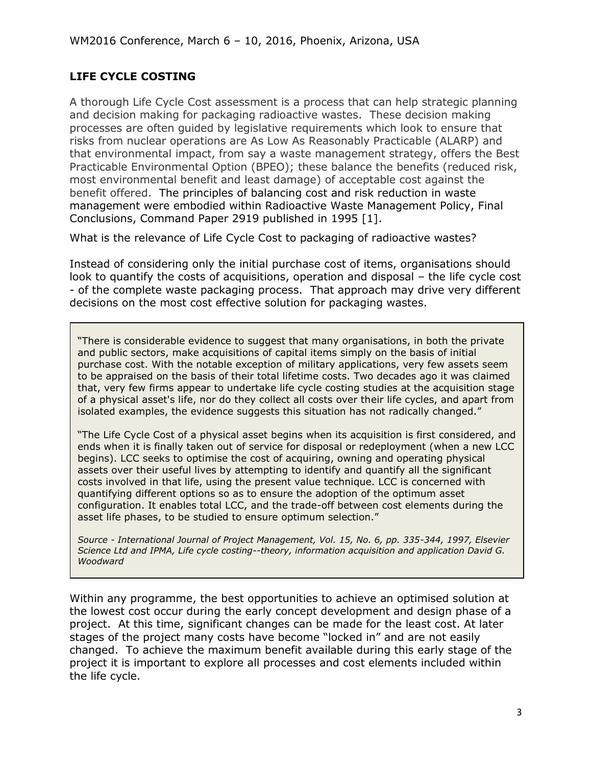## LIFE CYCLE COSTING

A thorough Life Cycle Cost assessment is a process that can help strategic planning and decision making for packaging radioactive wastes. These decision making processes are often guided by legislative requirements which look to ensure that risks from nuclear operations are As Low As Reasonably Practicable (ALARP) and that environmental impact, from say a waste management strategy, offers the Best Practicable Environmental Option (BPEO); these balance the benefits (reduced risk, most environmental benefit and least damage) of acceptable cost against the benefit offered. The principles of balancing cost and risk reduction in waste management were embodied within Radioactive Waste Management Policy, Final Conclusions, Command Paper 2919 published in 1995 [1].

What is the relevance of Life Cycle Cost to packaging of radioactive wastes?

Instead of considering only the initial purchase cost of items, organisations should look to quantify the costs of acquisitions, operation and disposal – the life cycle cost - of the complete waste packaging process. That approach may drive very different decisions on the most cost effective solution for packaging wastes.

> "There is considerable evidence to suggest that many organisations, in both the private and public sectors, make acquisitions of capital items simply on the basis of initial purchase cost. With the notable exception of military applications, very few assets seem to be appraised on the basis of their total lifetime costs. Two decades ago it was claimed that, very few firms appear to undertake life cycle costing studies at the acquisition stage of a physical asset's life, nor do they collect all costs over their life cycles, and apart from isolated examples, the evidence suggests this situation has not radically changed."
>
> "The Life Cycle Cost of a physical asset begins when its acquisition is first considered, and ends when it is finally taken out of service for disposal or redeployment (when a new LCC begins). LCC seeks to optimise the cost of acquiring, owning and operating physical assets over their useful lives by attempting to identify and quantify all the significant costs involved in that life, using the present value technique. LCC is concerned with quantifying different options so as to ensure the adoption of the optimum asset configuration. It enables total LCC, and the trade-off between cost elements during the asset life phases, to be studied to ensure optimum selection."
>
> *Source - International Journal of Project Management, Vol. 15, No. 6, pp. 335-344, 1997, Elsevier Science Ltd and IPMA, Life cycle costing--theory, information acquisition and application David G. Woodward*

Within any programme, the best opportunities to achieve an optimised solution at the lowest cost occur during the early concept development and design phase of a project. At this time, significant changes can be made for the least cost. At later stages of the project many costs have become "locked in" and are not easily changed. To achieve the maximum benefit available during this early stage of the project it is important to explore all processes and cost elements included within the life cycle.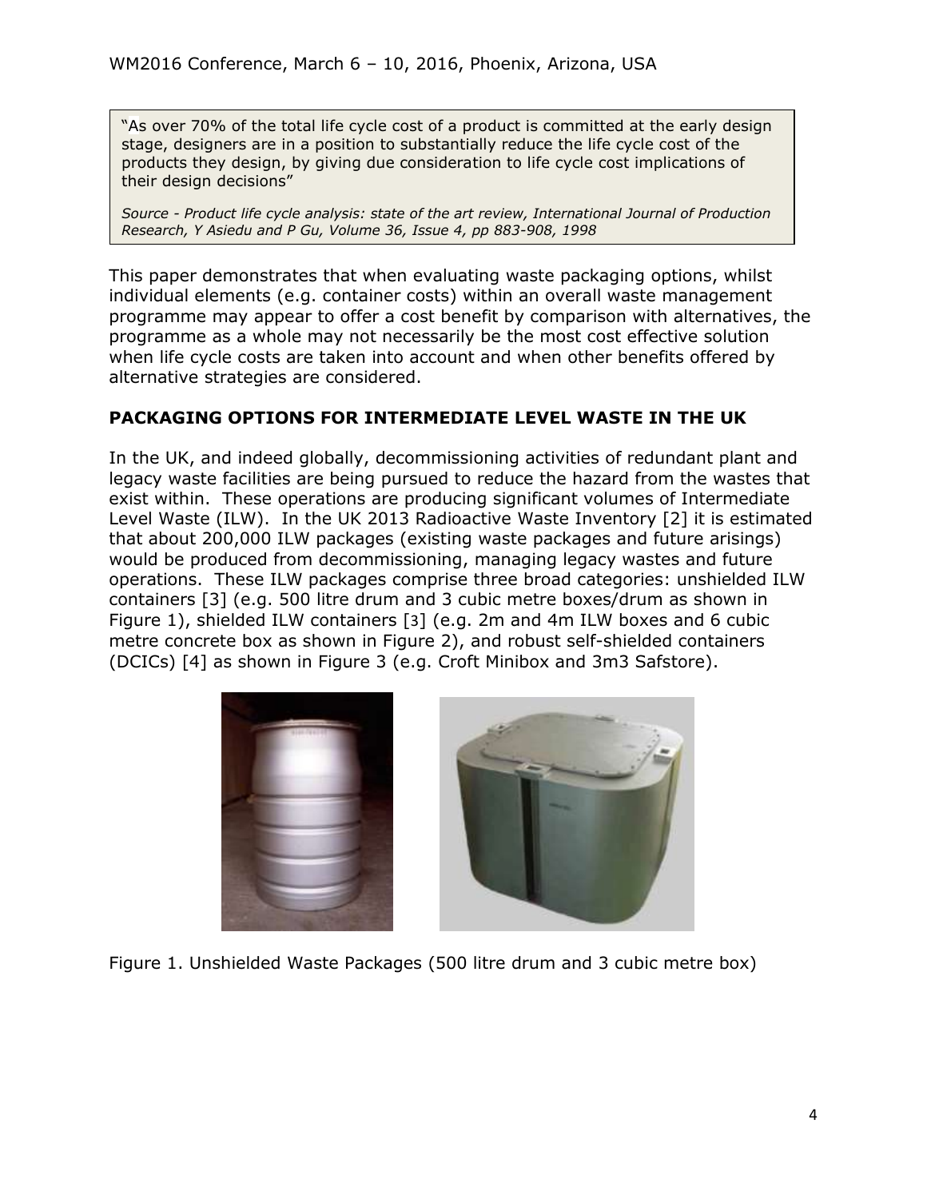> "As over 70% of the total life cycle cost of a product is committed at the early design stage, designers are in a position to substantially reduce the life cycle cost of the products they design, by giving due consideration to life cycle cost implications of their design decisions"
>
> *Source - Product life cycle analysis: state of the art review, International Journal of Production Research, Y Asiedu and P Gu, Volume 36, Issue 4, pp 883-908, 1998*

This paper demonstrates that when evaluating waste packaging options, whilst individual elements (e.g. container costs) within an overall waste management programme may appear to offer a cost benefit by comparison with alternatives, the programme as a whole may not necessarily be the most cost effective solution when life cycle costs are taken into account and when other benefits offered by alternative strategies are considered.

## PACKAGING OPTIONS FOR INTERMEDIATE LEVEL WASTE IN THE UK

In the UK, and indeed globally, decommissioning activities of redundant plant and legacy waste facilities are being pursued to reduce the hazard from the wastes that exist within. These operations are producing significant volumes of Intermediate Level Waste (ILW). In the UK 2013 Radioactive Waste Inventory [2] it is estimated that about 200,000 ILW packages (existing waste packages and future arisings) would be produced from decommissioning, managing legacy wastes and future operations. These ILW packages comprise three broad categories: unshielded ILW containers [3] (e.g. 500 litre drum and 3 cubic metre boxes/drum as shown in Figure 1), shielded ILW containers [3] (e.g. 2m and 4m ILW boxes and 6 cubic metre concrete box as shown in Figure 2), and robust self-shielded containers (DCICs) [4] as shown in Figure 3 (e.g. Croft Minibox and 3m3 Safstore).

Figure 1. Unshielded Waste Packages (500 litre drum and 3 cubic metre box)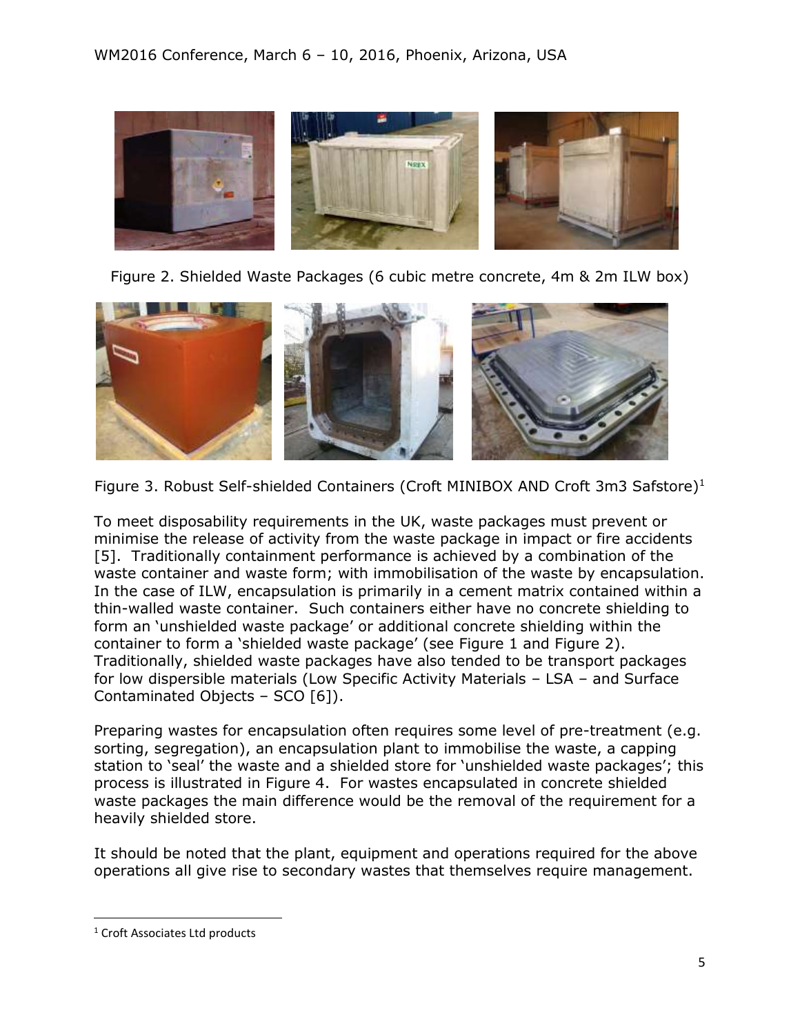Figure 2. Shielded Waste Packages (6 cubic metre concrete, 4m & 2m ILW box)

Figure 3. Robust Self-shielded Containers (Croft MINIBOX AND Croft 3m3 Safstore)[1]

To meet disposability requirements in the UK, waste packages must prevent or minimise the release of activity from the waste package in impact or fire accidents [5]. Traditionally containment performance is achieved by a combination of the waste container and waste form; with immobilisation of the waste by encapsulation. In the case of ILW, encapsulation is primarily in a cement matrix contained within a thin-walled waste container. Such containers either have no concrete shielding to form an 'unshielded waste package' or additional concrete shielding within the container to form a 'shielded waste package' (see Figure 1 and Figure 2). Traditionally, shielded waste packages have also tended to be transport packages for low dispersible materials (Low Specific Activity Materials – LSA – and Surface Contaminated Objects – SCO [6]).

Preparing wastes for encapsulation often requires some level of pre-treatment (e.g. sorting, segregation), an encapsulation plant to immobilise the waste, a capping station to 'seal' the waste and a shielded store for 'unshielded waste packages'; this process is illustrated in Figure 4. For wastes encapsulated in concrete shielded waste packages the main difference would be the removal of the requirement for a heavily shielded store.

It should be noted that the plant, equipment and operations required for the above operations all give rise to secondary wastes that themselves require management.

---

[1] Croft Associates Ltd products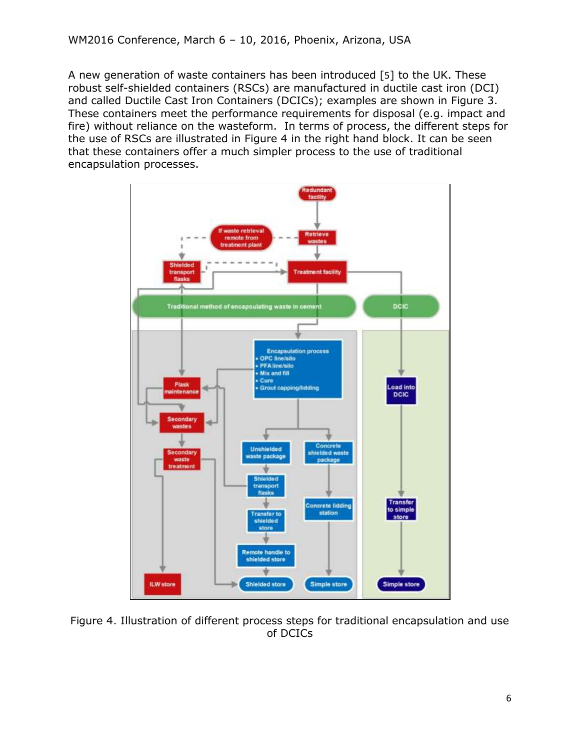A new generation of waste containers has been introduced [5] to the UK. These robust self-shielded containers (RSCs) are manufactured in ductile cast iron (DCI) and called Ductile Cast Iron Containers (DCICs); examples are shown in Figure 3. These containers meet the performance requirements for disposal (e.g. impact and fire) without reliance on the wasteform. In terms of process, the different steps for the use of RSCs are illustrated in Figure 4 in the right hand block. It can be seen that these containers offer a much simpler process to the use of traditional encapsulation processes.

Figure 4. Illustration of different process steps for traditional encapsulation and use of DCICs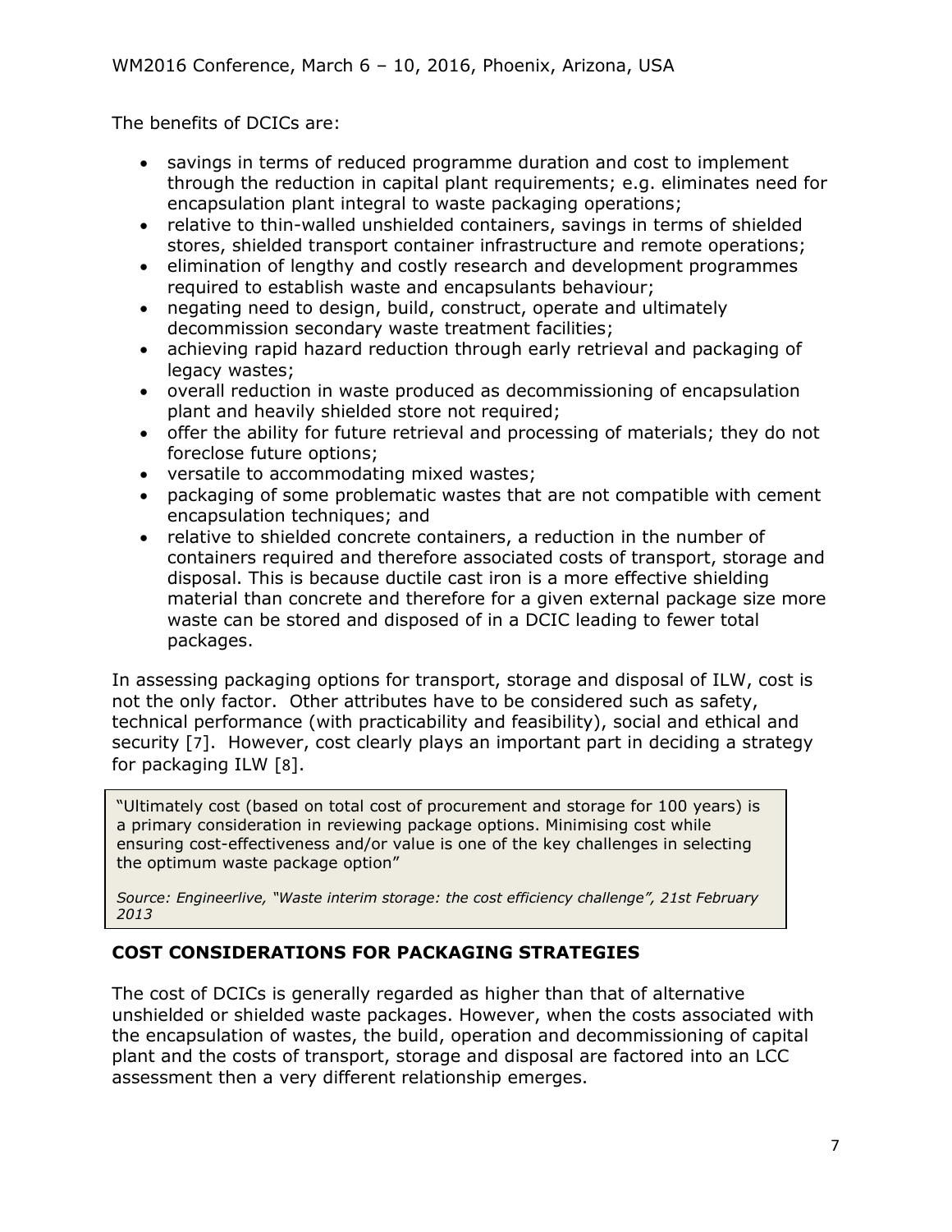The benefits of DCICs are:

- savings in terms of reduced programme duration and cost to implement through the reduction in capital plant requirements; e.g. eliminates need for encapsulation plant integral to waste packaging operations;
- relative to thin-walled unshielded containers, savings in terms of shielded stores, shielded transport container infrastructure and remote operations;
- elimination of lengthy and costly research and development programmes required to establish waste and encapsulants behaviour;
- negating need to design, build, construct, operate and ultimately decommission secondary waste treatment facilities;
- achieving rapid hazard reduction through early retrieval and packaging of legacy wastes;
- overall reduction in waste produced as decommissioning of encapsulation plant and heavily shielded store not required;
- offer the ability for future retrieval and processing of materials; they do not foreclose future options;
- versatile to accommodating mixed wastes;
- packaging of some problematic wastes that are not compatible with cement encapsulation techniques; and
- relative to shielded concrete containers, a reduction in the number of containers required and therefore associated costs of transport, storage and disposal. This is because ductile cast iron is a more effective shielding material than concrete and therefore for a given external package size more waste can be stored and disposed of in a DCIC leading to fewer total packages.

In assessing packaging options for transport, storage and disposal of ILW, cost is not the only factor. Other attributes have to be considered such as safety, technical performance (with practicability and feasibility), social and ethical and security [7]. However, cost clearly plays an important part in deciding a strategy for packaging ILW [8].

> "Ultimately cost (based on total cost of procurement and storage for 100 years) is a primary consideration in reviewing package options. Minimising cost while ensuring cost-effectiveness and/or value is one of the key challenges in selecting the optimum waste package option"
>
> *Source: Engineerlive, "Waste interim storage: the cost efficiency challenge", 21st February 2013*

## COST CONSIDERATIONS FOR PACKAGING STRATEGIES

The cost of DCICs is generally regarded as higher than that of alternative unshielded or shielded waste packages. However, when the costs associated with the encapsulation of wastes, the build, operation and decommissioning of capital plant and the costs of transport, storage and disposal are factored into an LCC assessment then a very different relationship emerges.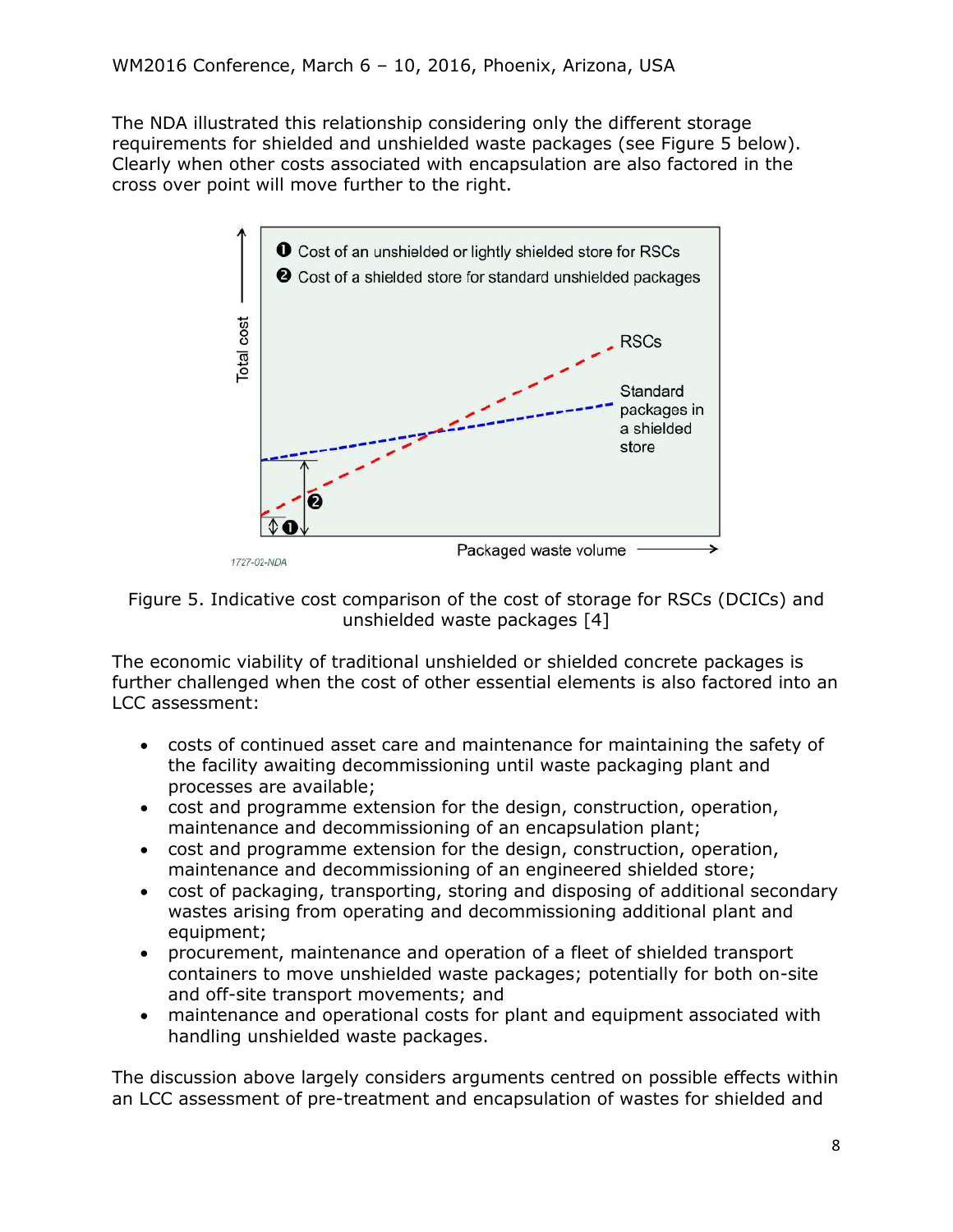The NDA illustrated this relationship considering only the different storage requirements for shielded and unshielded waste packages (see Figure 5 below). Clearly when other costs associated with encapsulation are also factored in the cross over point will move further to the right.

Figure 5. Indicative cost comparison of the cost of storage for RSCs (DCICs) and unshielded waste packages [4]

The economic viability of traditional unshielded or shielded concrete packages is further challenged when the cost of other essential elements is also factored into an LCC assessment:

- costs of continued asset care and maintenance for maintaining the safety of the facility awaiting decommissioning until waste packaging plant and processes are available;
- cost and programme extension for the design, construction, operation, maintenance and decommissioning of an encapsulation plant;
- cost and programme extension for the design, construction, operation, maintenance and decommissioning of an engineered shielded store;
- cost of packaging, transporting, storing and disposing of additional secondary wastes arising from operating and decommissioning additional plant and equipment;
- procurement, maintenance and operation of a fleet of shielded transport containers to move unshielded waste packages; potentially for both on-site and off-site transport movements; and
- maintenance and operational costs for plant and equipment associated with handling unshielded waste packages.

The discussion above largely considers arguments centred on possible effects within an LCC assessment of pre-treatment and encapsulation of wastes for shielded and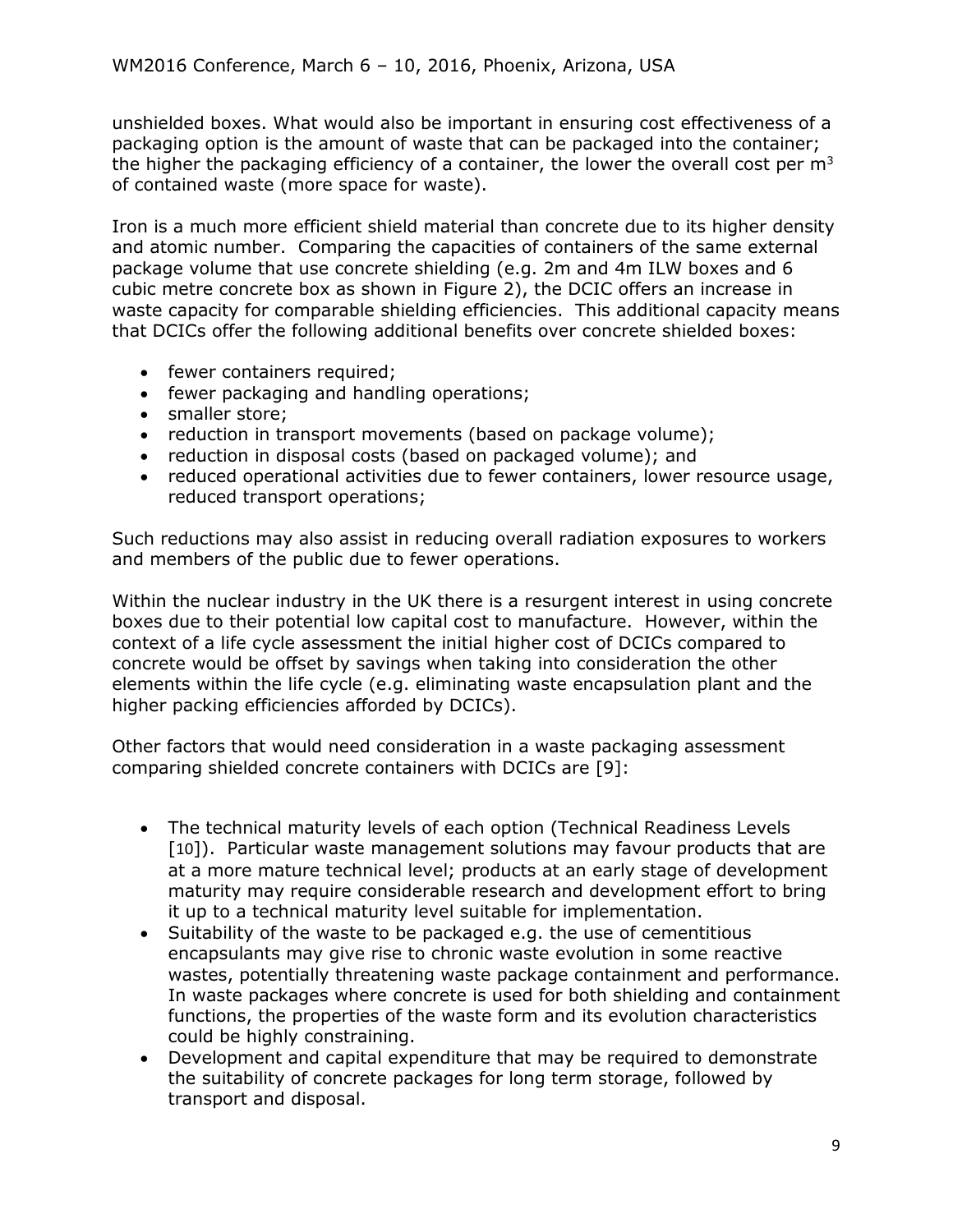unshielded boxes. What would also be important in ensuring cost effectiveness of a packaging option is the amount of waste that can be packaged into the container; the higher the packaging efficiency of a container, the lower the overall cost per $m^3$ of contained waste (more space for waste).

Iron is a much more efficient shield material than concrete due to its higher density and atomic number. Comparing the capacities of containers of the same external package volume that use concrete shielding (e.g. 2m and 4m ILW boxes and 6 cubic metre concrete box as shown in Figure 2), the DCIC offers an increase in waste capacity for comparable shielding efficiencies. This additional capacity means that DCICs offer the following additional benefits over concrete shielded boxes:

- fewer containers required;
- fewer packaging and handling operations;
- smaller store;
- reduction in transport movements (based on package volume);
- reduction in disposal costs (based on packaged volume); and
- reduced operational activities due to fewer containers, lower resource usage, reduced transport operations;

Such reductions may also assist in reducing overall radiation exposures to workers and members of the public due to fewer operations.

Within the nuclear industry in the UK there is a resurgent interest in using concrete boxes due to their potential low capital cost to manufacture. However, within the context of a life cycle assessment the initial higher cost of DCICs compared to concrete would be offset by savings when taking into consideration the other elements within the life cycle (e.g. eliminating waste encapsulation plant and the higher packing efficiencies afforded by DCICs).

Other factors that would need consideration in a waste packaging assessment comparing shielded concrete containers with DCICs are [9]:

- The technical maturity levels of each option (Technical Readiness Levels [10]). Particular waste management solutions may favour products that are at a more mature technical level; products at an early stage of development maturity may require considerable research and development effort to bring it up to a technical maturity level suitable for implementation.
- Suitability of the waste to be packaged e.g. the use of cementitious encapsulants may give rise to chronic waste evolution in some reactive wastes, potentially threatening waste package containment and performance. In waste packages where concrete is used for both shielding and containment functions, the properties of the waste form and its evolution characteristics could be highly constraining.
- Development and capital expenditure that may be required to demonstrate the suitability of concrete packages for long term storage, followed by transport and disposal.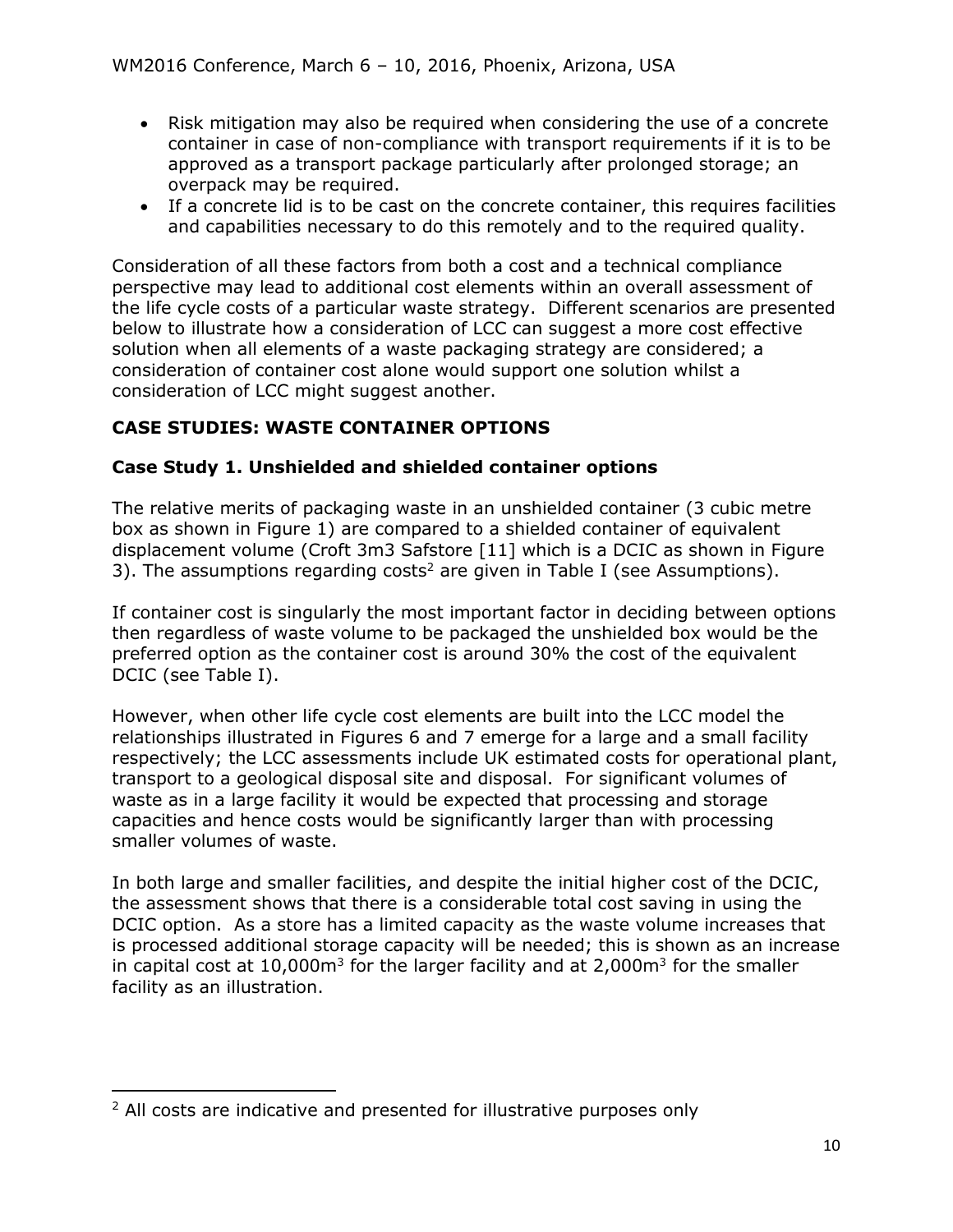- Risk mitigation may also be required when considering the use of a concrete container in case of non-compliance with transport requirements if it is to be approved as a transport package particularly after prolonged storage; an overpack may be required.
- If a concrete lid is to be cast on the concrete container, this requires facilities and capabilities necessary to do this remotely and to the required quality.

Consideration of all these factors from both a cost and a technical compliance perspective may lead to additional cost elements within an overall assessment of the life cycle costs of a particular waste strategy. Different scenarios are presented below to illustrate how a consideration of LCC can suggest a more cost effective solution when all elements of a waste packaging strategy are considered; a consideration of container cost alone would support one solution whilst a consideration of LCC might suggest another.

## CASE STUDIES: WASTE CONTAINER OPTIONS

### Case Study 1. Unshielded and shielded container options

The relative merits of packaging waste in an unshielded container (3 cubic metre box as shown in Figure 1) are compared to a shielded container of equivalent displacement volume (Croft 3m3 Safstore [11] which is a DCIC as shown in Figure 3). The assumptions regarding costs[2] are given in Table I (see Assumptions).

If container cost is singularly the most important factor in deciding between options then regardless of waste volume to be packaged the unshielded box would be the preferred option as the container cost is around 30% the cost of the equivalent DCIC (see Table I).

However, when other life cycle cost elements are built into the LCC model the relationships illustrated in Figures 6 and 7 emerge for a large and a small facility respectively; the LCC assessments include UK estimated costs for operational plant, transport to a geological disposal site and disposal. For significant volumes of waste as in a large facility it would be expected that processing and storage capacities and hence costs would be significantly larger than with processing smaller volumes of waste.

In both large and smaller facilities, and despite the initial higher cost of the DCIC, the assessment shows that there is a considerable total cost saving in using the DCIC option. As a store has a limited capacity as the waste volume increases that is processed additional storage capacity will be needed; this is shown as an increase in capital cost at 10,000m$^3$ for the larger facility and at 2,000m$^3$ for the smaller facility as an illustration.

[2] All costs are indicative and presented for illustrative purposes only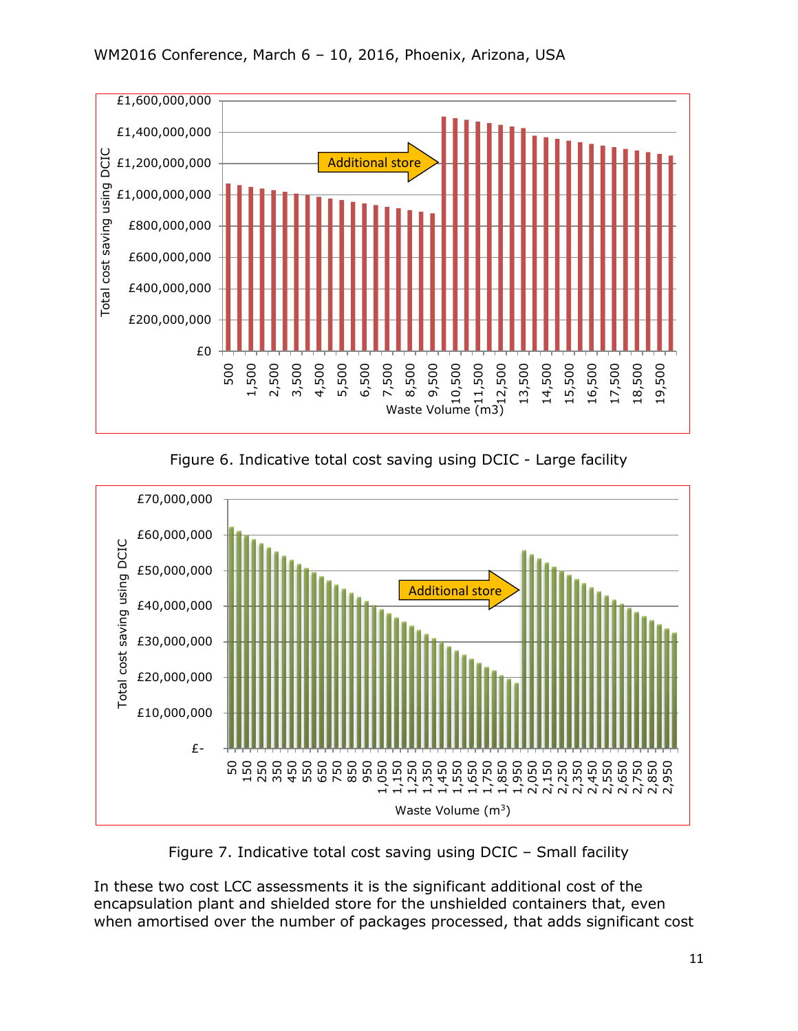Figure 6. Indicative total cost saving using DCIC - Large facility

Figure 7. Indicative total cost saving using DCIC – Small facility

In these two cost LCC assessments it is the significant additional cost of the encapsulation plant and shielded store for the unshielded containers that, even when amortised over the number of packages processed, that adds significant cost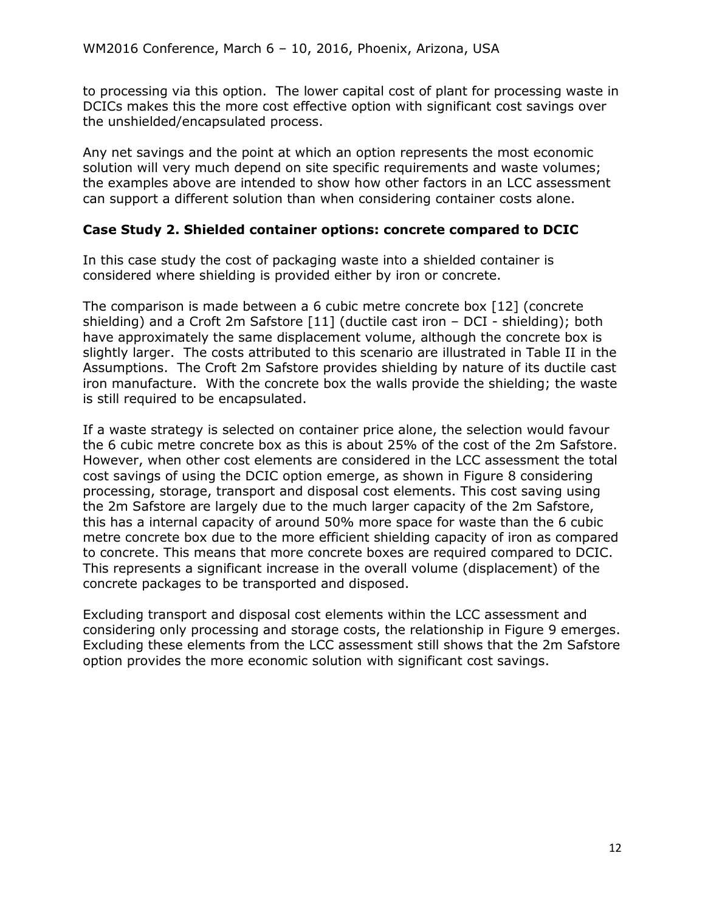to processing via this option. The lower capital cost of plant for processing waste in DCICs makes this the more cost effective option with significant cost savings over the unshielded/encapsulated process.

Any net savings and the point at which an option represents the most economic solution will very much depend on site specific requirements and waste volumes; the examples above are intended to show how other factors in an LCC assessment can support a different solution than when considering container costs alone.

### Case Study 2. Shielded container options: concrete compared to DCIC

In this case study the cost of packaging waste into a shielded container is considered where shielding is provided either by iron or concrete.

The comparison is made between a 6 cubic metre concrete box [12] (concrete shielding) and a Croft 2m Safstore [11] (ductile cast iron – DCI - shielding); both have approximately the same displacement volume, although the concrete box is slightly larger. The costs attributed to this scenario are illustrated in Table II in the Assumptions. The Croft 2m Safstore provides shielding by nature of its ductile cast iron manufacture. With the concrete box the walls provide the shielding; the waste is still required to be encapsulated.

If a waste strategy is selected on container price alone, the selection would favour the 6 cubic metre concrete box as this is about 25% of the cost of the 2m Safstore. However, when other cost elements are considered in the LCC assessment the total cost savings of using the DCIC option emerge, as shown in Figure 8 considering processing, storage, transport and disposal cost elements. This cost saving using the 2m Safstore are largely due to the much larger capacity of the 2m Safstore, this has a internal capacity of around 50% more space for waste than the 6 cubic metre concrete box due to the more efficient shielding capacity of iron as compared to concrete. This means that more concrete boxes are required compared to DCIC. This represents a significant increase in the overall volume (displacement) of the concrete packages to be transported and disposed.

Excluding transport and disposal cost elements within the LCC assessment and considering only processing and storage costs, the relationship in Figure 9 emerges. Excluding these elements from the LCC assessment still shows that the 2m Safstore option provides the more economic solution with significant cost savings.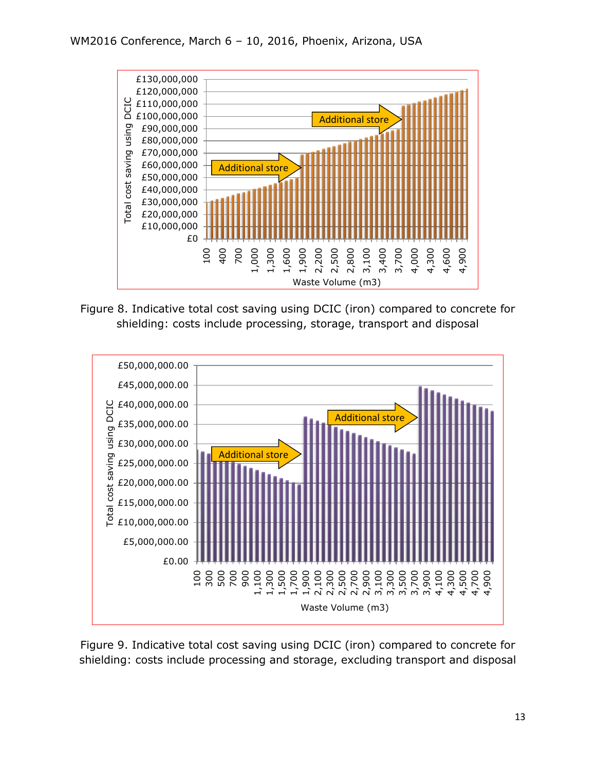Figure 8. Indicative total cost saving using DCIC (iron) compared to concrete for shielding: costs include processing, storage, transport and disposal

Figure 9. Indicative total cost saving using DCIC (iron) compared to concrete for shielding: costs include processing and storage, excluding transport and disposal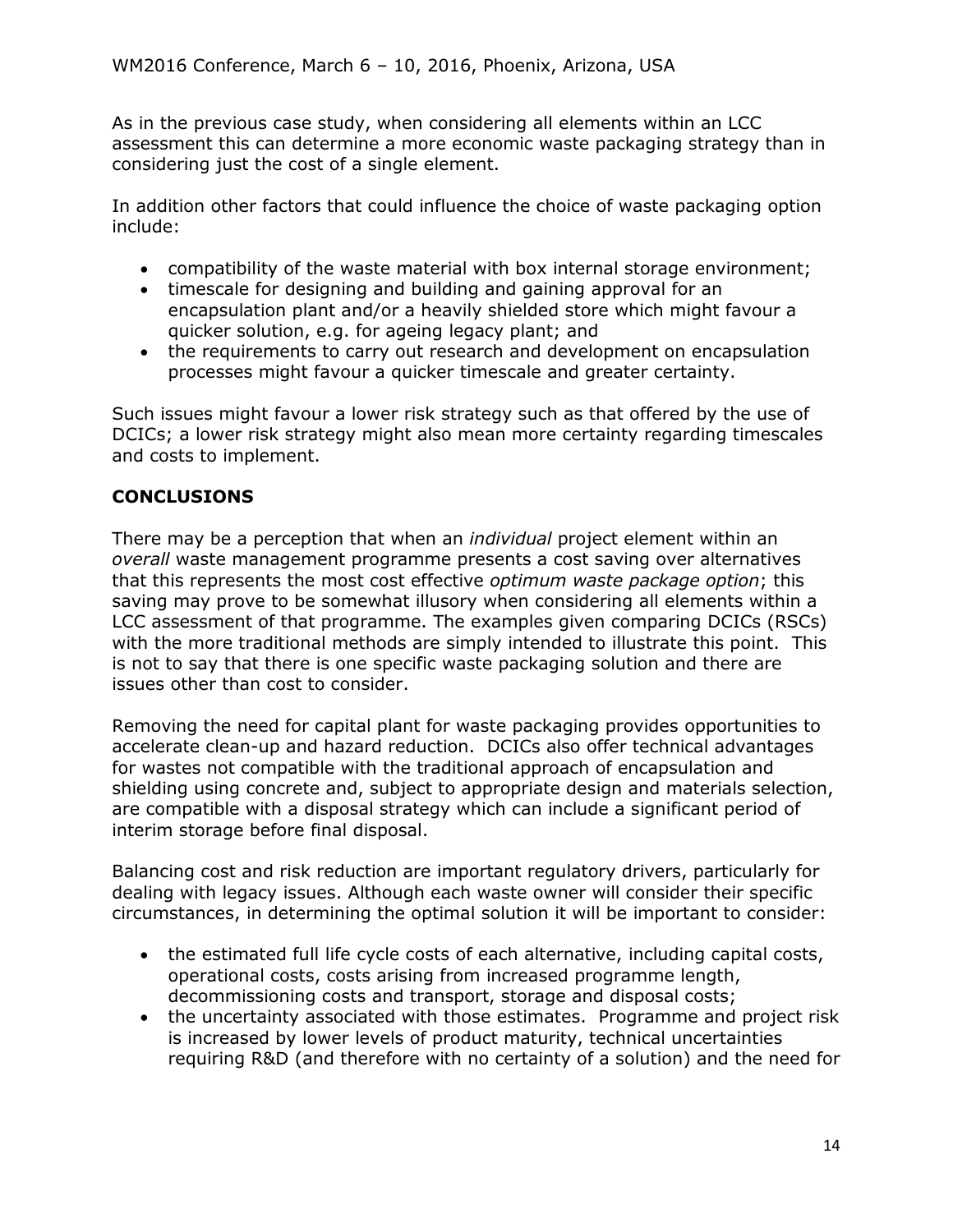As in the previous case study, when considering all elements within an LCC assessment this can determine a more economic waste packaging strategy than in considering just the cost of a single element.

In addition other factors that could influence the choice of waste packaging option include:

- compatibility of the waste material with box internal storage environment;
- timescale for designing and building and gaining approval for an encapsulation plant and/or a heavily shielded store which might favour a quicker solution, e.g. for ageing legacy plant; and
- the requirements to carry out research and development on encapsulation processes might favour a quicker timescale and greater certainty.

Such issues might favour a lower risk strategy such as that offered by the use of DCICs; a lower risk strategy might also mean more certainty regarding timescales and costs to implement.

## CONCLUSIONS

There may be a perception that when an *individual* project element within an *overall* waste management programme presents a cost saving over alternatives that this represents the most cost effective *optimum waste package option*; this saving may prove to be somewhat illusory when considering all elements within a LCC assessment of that programme. The examples given comparing DCICs (RSCs) with the more traditional methods are simply intended to illustrate this point. This is not to say that there is one specific waste packaging solution and there are issues other than cost to consider.

Removing the need for capital plant for waste packaging provides opportunities to accelerate clean-up and hazard reduction. DCICs also offer technical advantages for wastes not compatible with the traditional approach of encapsulation and shielding using concrete and, subject to appropriate design and materials selection, are compatible with a disposal strategy which can include a significant period of interim storage before final disposal.

Balancing cost and risk reduction are important regulatory drivers, particularly for dealing with legacy issues. Although each waste owner will consider their specific circumstances, in determining the optimal solution it will be important to consider:

- the estimated full life cycle costs of each alternative, including capital costs, operational costs, costs arising from increased programme length, decommissioning costs and transport, storage and disposal costs;
- the uncertainty associated with those estimates. Programme and project risk is increased by lower levels of product maturity, technical uncertainties requiring R&D (and therefore with no certainty of a solution) and the need for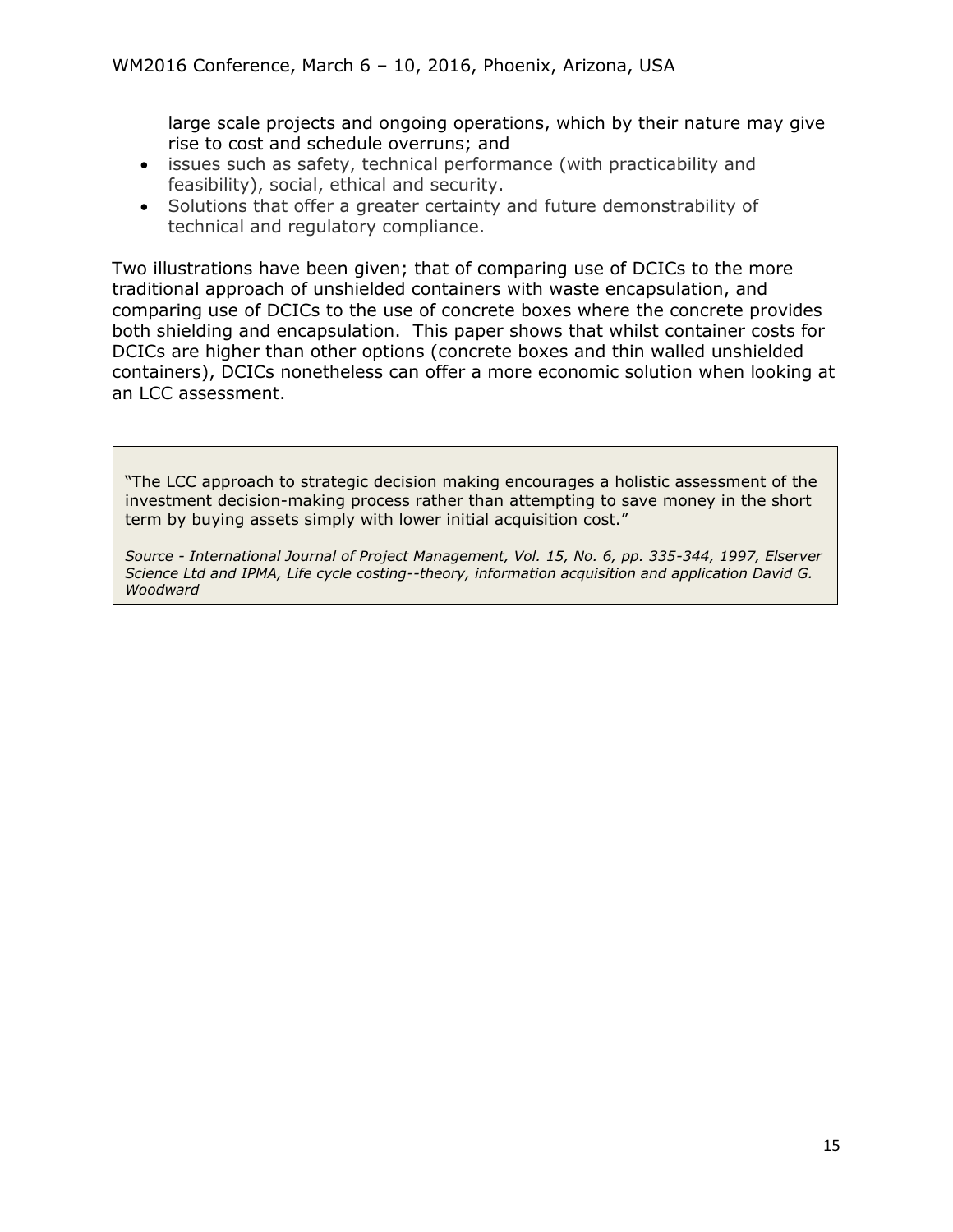large scale projects and ongoing operations, which by their nature may give rise to cost and schedule overruns; and

- issues such as safety, technical performance (with practicability and feasibility), social, ethical and security.
- Solutions that offer a greater certainty and future demonstrability of technical and regulatory compliance.

Two illustrations have been given; that of comparing use of DCICs to the more traditional approach of unshielded containers with waste encapsulation, and comparing use of DCICs to the use of concrete boxes where the concrete provides both shielding and encapsulation. This paper shows that whilst container costs for DCICs are higher than other options (concrete boxes and thin walled unshielded containers), DCICs nonetheless can offer a more economic solution when looking at an LCC assessment.

> "The LCC approach to strategic decision making encourages a holistic assessment of the investment decision-making process rather than attempting to save money in the short term by buying assets simply with lower initial acquisition cost."
>
> *Source - International Journal of Project Management, Vol. 15, No. 6, pp. 335-344, 1997, Elserver Science Ltd and IPMA, Life cycle costing--theory, information acquisition and application David G. Woodward*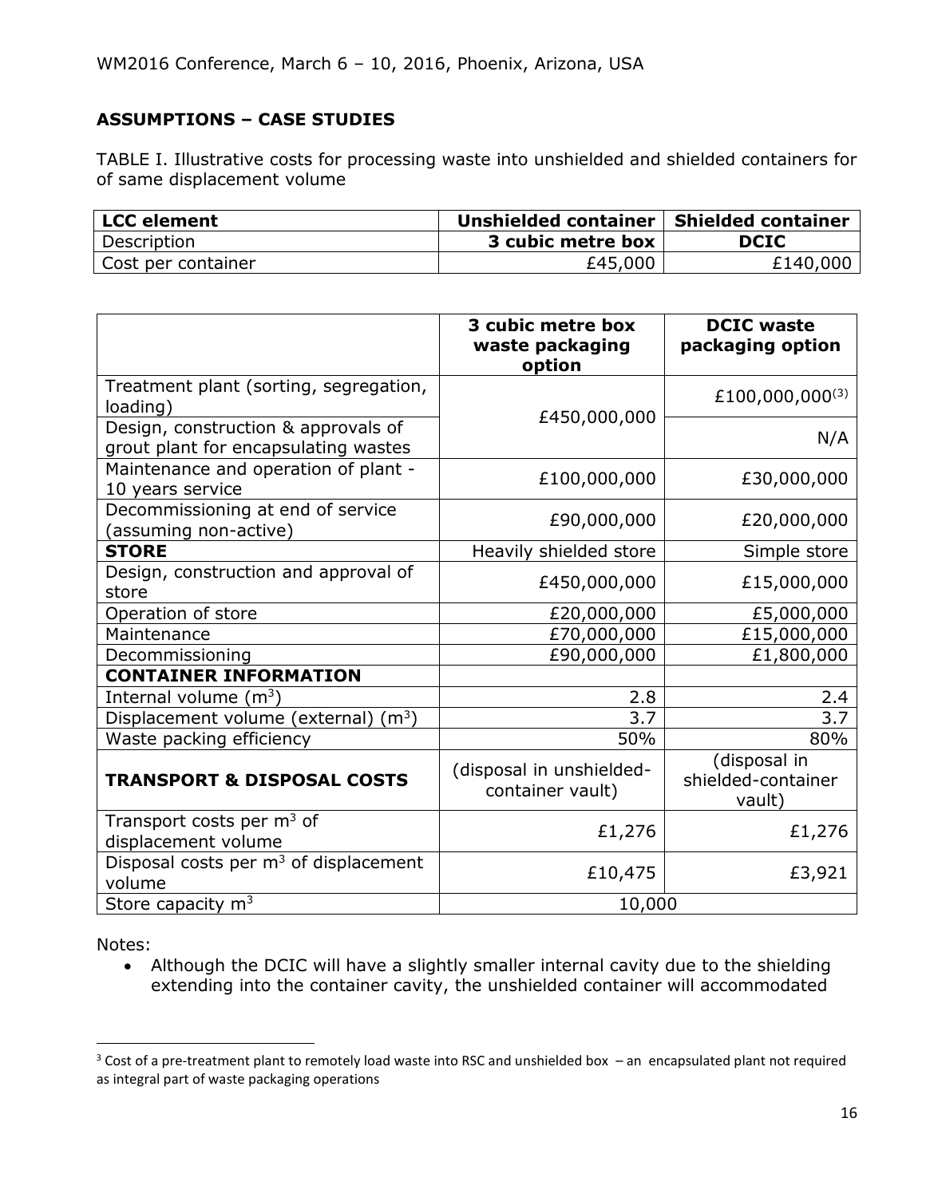## ASSUMPTIONS – CASE STUDIES

TABLE I. Illustrative costs for processing waste into unshielded and shielded containers for of same displacement volume

| LCC element | Unshielded container | Shielded container |
|---|---|---|
| Description | 3 cubic metre box | DCIC |
| Cost per container | £45,000 | £140,000 |

| | 3 cubic metre box waste packaging option | DCIC waste packaging option |
|---|---|---|
| Treatment plant (sorting, segregation, loading) | £450,000,000 | £100,000,000[3] |
| Design, construction & approvals of grout plant for encapsulating wastes | | N/A |
| Maintenance and operation of plant - 10 years service | £100,000,000 | £30,000,000 |
| Decommissioning at end of service (assuming non-active) | £90,000,000 | £20,000,000 |
| **STORE** | Heavily shielded store | Simple store |
| Design, construction and approval of store | £450,000,000 | £15,000,000 |
| Operation of store | £20,000,000 | £5,000,000 |
| Maintenance | £70,000,000 | £15,000,000 |
| Decommissioning | £90,000,000 | £1,800,000 |
| **CONTAINER INFORMATION** | | |
| Internal volume ($m^3$) | 2.8 | 2.4 |
| Displacement volume (external) ($m^3$) | 3.7 | 3.7 |
| Waste packing efficiency | 50% | 80% |
| **TRANSPORT & DISPOSAL COSTS** | (disposal in unshielded-container vault) | (disposal in shielded-container vault) |
| Transport costs per $m^3$ of displacement volume | £1,276 | £1,276 |
| Disposal costs per $m^3$ of displacement volume | £10,475 | £3,921 |
| Store capacity $m^3$ | 10,000 | |

Notes:

- Although the DCIC will have a slightly smaller internal cavity due to the shielding extending into the container cavity, the unshielded container will accommodated

[3] Cost of a pre-treatment plant to remotely load waste into RSC and unshielded box – an encapsulated plant not required as integral part of waste packaging operations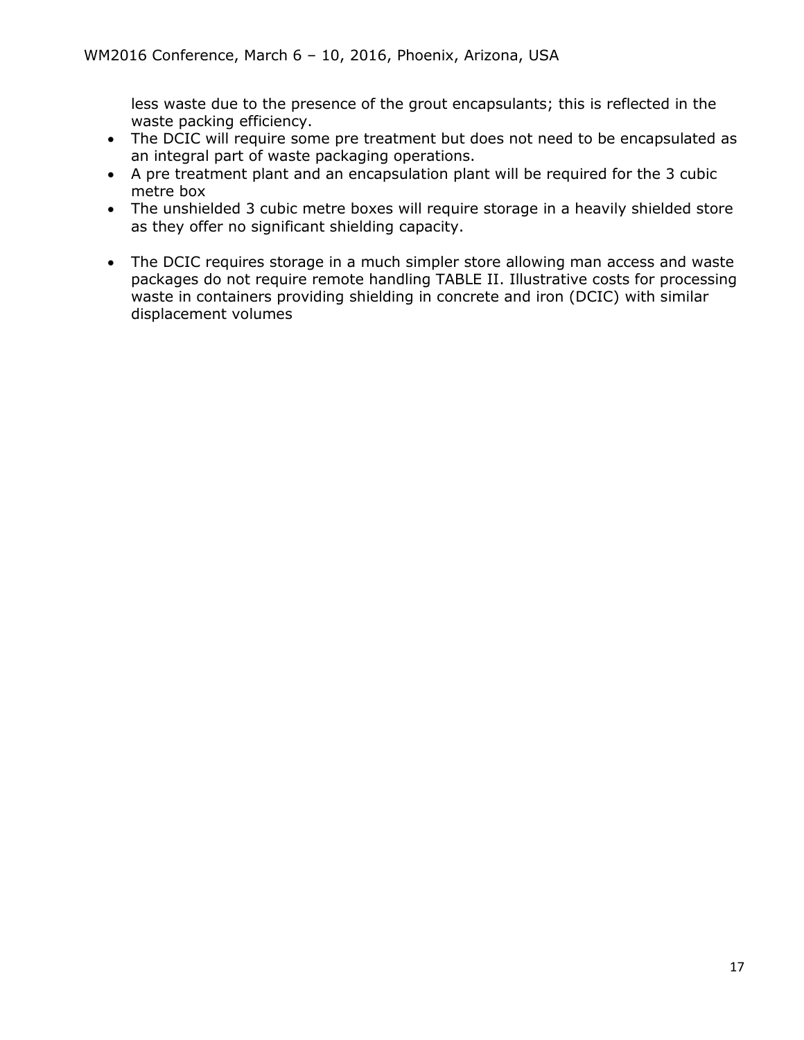less waste due to the presence of the grout encapsulants; this is reflected in the waste packing efficiency.

- The DCIC will require some pre treatment but does not need to be encapsulated as an integral part of waste packaging operations.
- A pre treatment plant and an encapsulation plant will be required for the 3 cubic metre box
- The unshielded 3 cubic metre boxes will require storage in a heavily shielded store as they offer no significant shielding capacity.

- The DCIC requires storage in a much simpler store allowing man access and waste packages do not require remote handling TABLE II. Illustrative costs for processing waste in containers providing shielding in concrete and iron (DCIC) with similar displacement volumes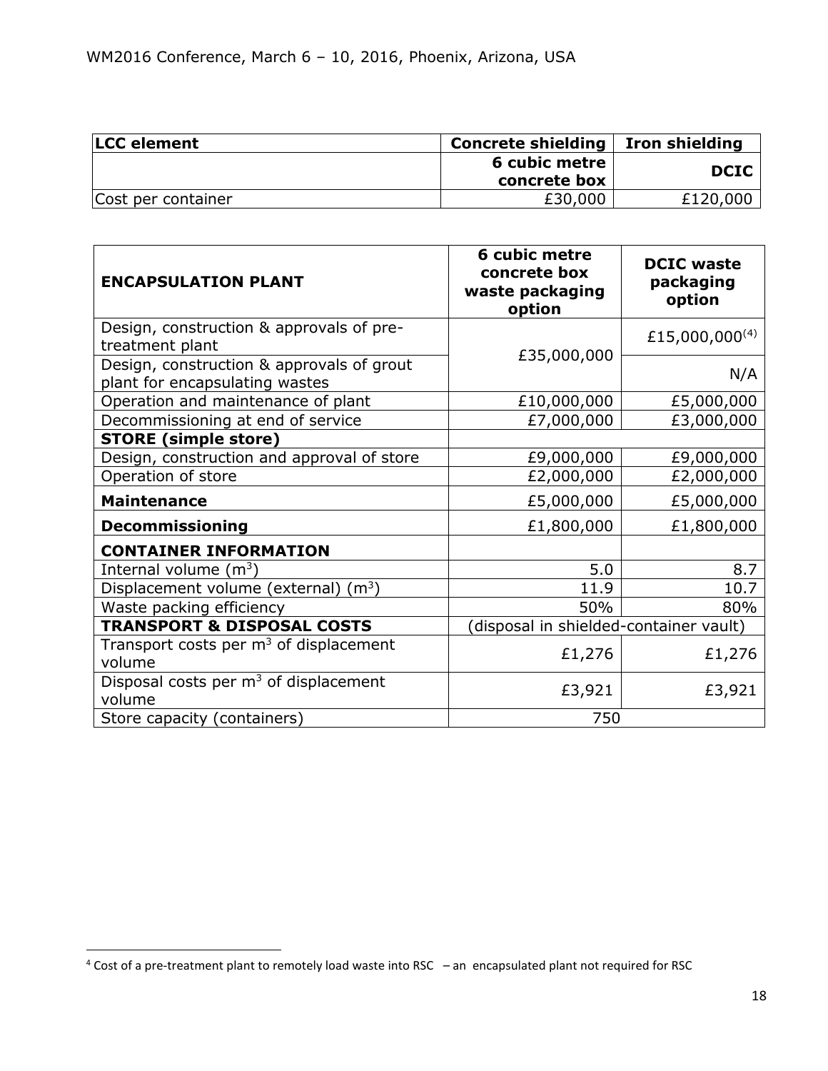| LCC element | Concrete shielding | Iron shielding |
|---|---|---|
| | 6 cubic metre concrete box | DCIC |
| Cost per container | £30,000 | £120,000 |

| ENCAPSULATION PLANT | 6 cubic metre concrete box waste packaging option | DCIC waste packaging option |
|---|---|---|
| Design, construction & approvals of pre-treatment plant | £35,000,000 | £15,000,000[4] |
| Design, construction & approvals of grout plant for encapsulating wastes | | N/A |
| Operation and maintenance of plant | £10,000,000 | £5,000,000 |
| Decommissioning at end of service | £7,000,000 | £3,000,000 |
| **STORE (simple store)** | | |
| Design, construction and approval of store | £9,000,000 | £9,000,000 |
| Operation of store | £2,000,000 | £2,000,000 |
| **Maintenance** | £5,000,000 | £5,000,000 |
| **Decommissioning** | £1,800,000 | £1,800,000 |
| **CONTAINER INFORMATION** | | |
| Internal volume ($m^3$) | 5.0 | 8.7 |
| Displacement volume (external) ($m^3$) | 11.9 | 10.7 |
| Waste packing efficiency | 50% | 80% |
| **TRANSPORT & DISPOSAL COSTS** | (disposal in shielded-container vault) | |
| Transport costs per $m^3$ of displacement volume | £1,276 | £1,276 |
| Disposal costs per $m^3$ of displacement volume | £3,921 | £3,921 |
| Store capacity (containers) | 750 | |

[4] Cost of a pre-treatment plant to remotely load waste into RSC – an encapsulated plant not required for RSC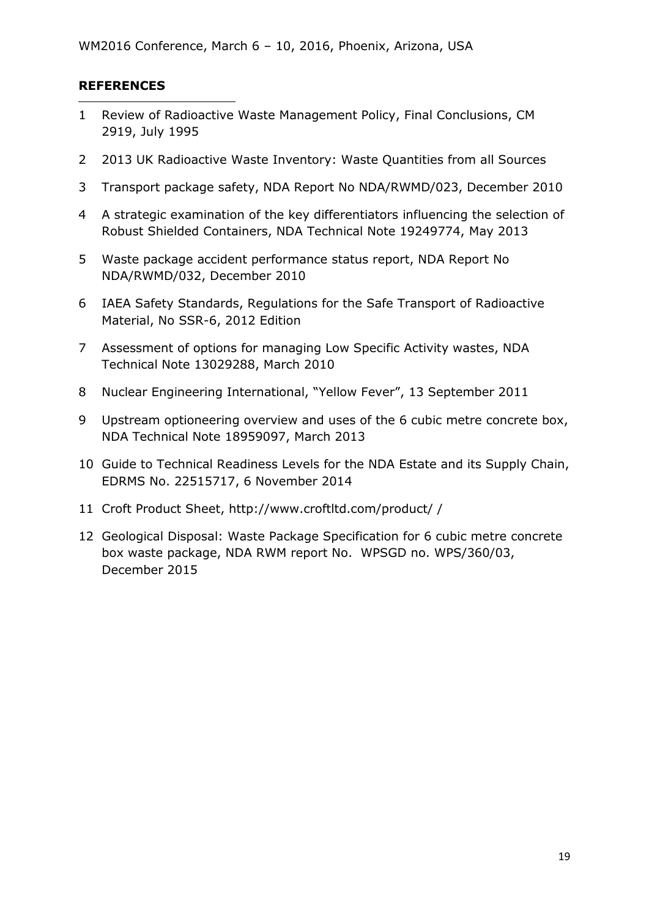## REFERENCES

1. Review of Radioactive Waste Management Policy, Final Conclusions, CM 2919, July 1995
2. 2013 UK Radioactive Waste Inventory: Waste Quantities from all Sources
3. Transport package safety, NDA Report No NDA/RWMD/023, December 2010
4. A strategic examination of the key differentiators influencing the selection of Robust Shielded Containers, NDA Technical Note 19249774, May 2013
5. Waste package accident performance status report, NDA Report No NDA/RWMD/032, December 2010
6. IAEA Safety Standards, Regulations for the Safe Transport of Radioactive Material, No SSR-6, 2012 Edition
7. Assessment of options for managing Low Specific Activity wastes, NDA Technical Note 13029288, March 2010
8. Nuclear Engineering International, "Yellow Fever", 13 September 2011
9. Upstream optioneering overview and uses of the 6 cubic metre concrete box, NDA Technical Note 18959097, March 2013
10. Guide to Technical Readiness Levels for the NDA Estate and its Supply Chain, EDRMS No. 22515717, 6 November 2014
11. Croft Product Sheet, http://www.croftltd.com/product/ /
12. Geological Disposal: Waste Package Specification for 6 cubic metre concrete box waste package, NDA RWM report No. WPSGD no. WPS/360/03, December 2015